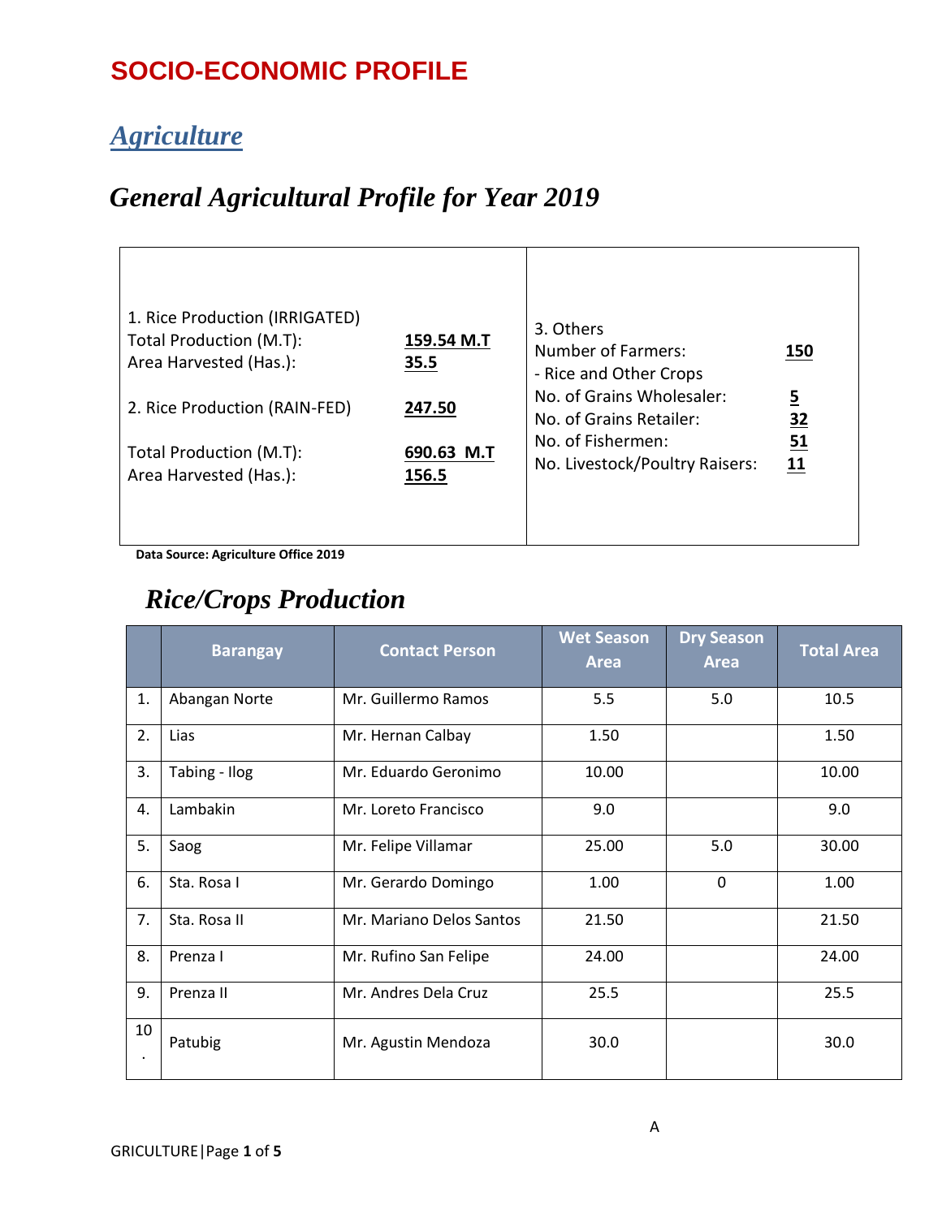# SOCIO-ECONOMIC PROFILE

## *Agriculture*

## *General Agricultural Profile for Year 2019*

| | |
|---|---|
| 1. Rice Production (IRRIGATED)<br>Total Production (M.T): **159.54 M.T**<br>Area Harvested (Has.): **35.5**<br><br>2. Rice Production (RAIN-FED) **247.50**<br><br>Total Production (M.T): **690.63 M.T**<br>Area Harvested (Has.): **156.5** | 3. Others<br>Number of Farmers: **150**<br>- Rice and Other Crops<br>No. of Grains Wholesaler: **5**<br>No. of Grains Retailer: **32**<br>No. of Fishermen: **51**<br>No. Livestock/Poultry Raisers: **11** |

**Data Source: Agriculture Office 2019**

## *Rice/Crops Production*

| | Barangay | Contact Person | Wet Season Area | Dry Season Area | Total Area |
|---|---|---|---|---|---|
| 1. | Abangan Norte | Mr. Guillermo Ramos | 5.5 | 5.0 | 10.5 |
| 2. | Lias | Mr. Hernan Calbay | 1.50 | | 1.50 |
| 3. | Tabing - Ilog | Mr. Eduardo Geronimo | 10.00 | | 10.00 |
| 4. | Lambakin | Mr. Loreto Francisco | 9.0 | | 9.0 |
| 5. | Saog | Mr. Felipe Villamar | 25.00 | 5.0 | 30.00 |
| 6. | Sta. Rosa I | Mr. Gerardo Domingo | 1.00 | 0 | 1.00 |
| 7. | Sta. Rosa II | Mr. Mariano Delos Santos | 21.50 | | 21.50 |
| 8. | Prenza I | Mr. Rufino San Felipe | 24.00 | | 24.00 |
| 9. | Prenza II | Mr. Andres Dela Cruz | 25.5 | | 25.5 |
| 10. | Patubig | Mr. Agustin Mendoza | 30.0 | | 30.0 |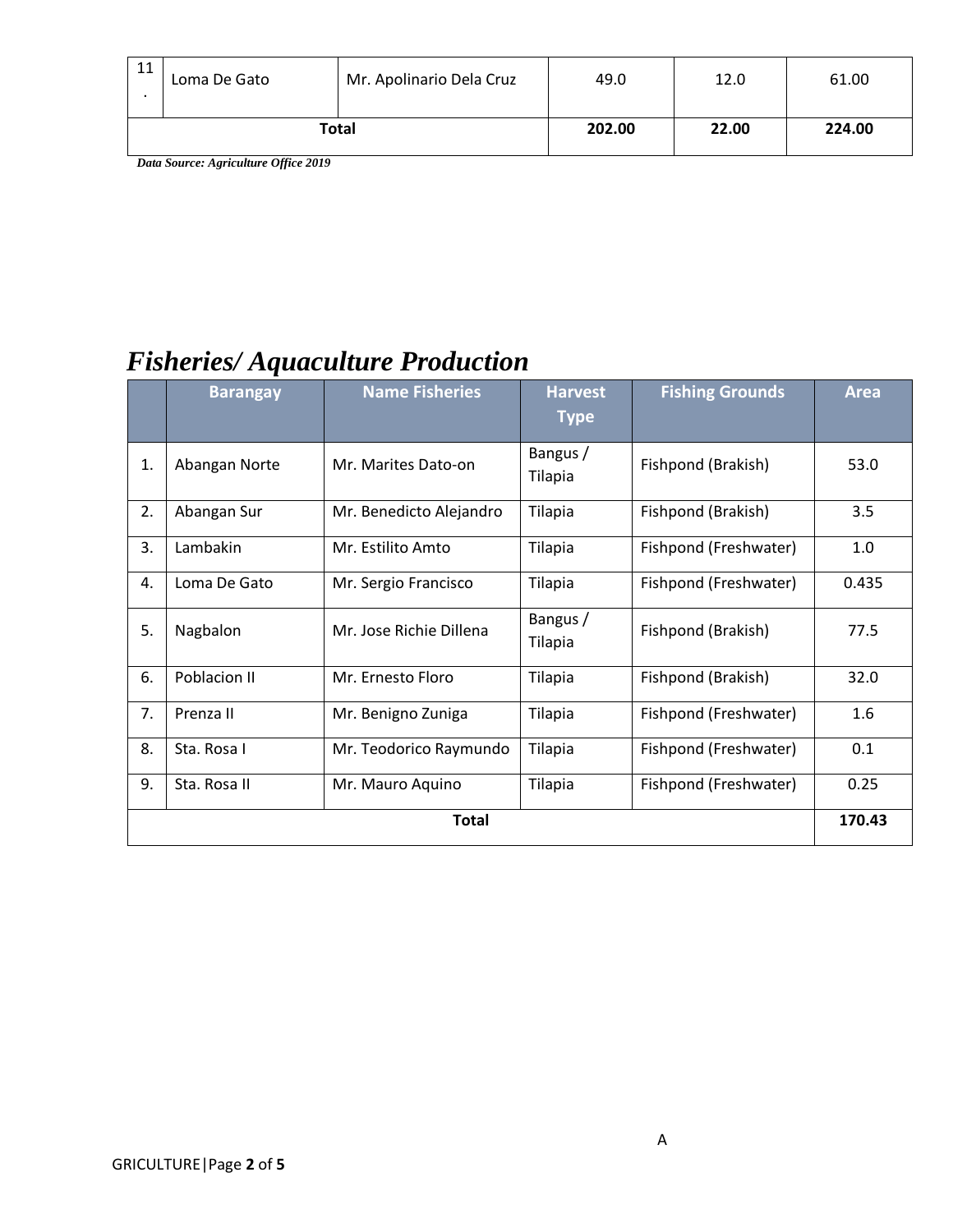| 11. | Loma De Gato | Mr. Apolinario Dela Cruz | 49.0 | 12.0 | 61.00 |
|---|---|---|---|---|---|
| **Total** | | | **202.00** | **22.00** | **224.00** |

***Data Source: Agriculture Office 2019***

# *Fisheries/ Aquaculture Production*

| | Barangay | Name Fisheries | Harvest Type | Fishing Grounds | Area |
|---|---|---|---|---|---|
| 1. | Abangan Norte | Mr. Marites Dato-on | Bangus / Tilapia | Fishpond (Brakish) | 53.0 |
| 2. | Abangan Sur | Mr. Benedicto Alejandro | Tilapia | Fishpond (Brakish) | 3.5 |
| 3. | Lambakin | Mr. Estilito Amto | Tilapia | Fishpond (Freshwater) | 1.0 |
| 4. | Loma De Gato | Mr. Sergio Francisco | Tilapia | Fishpond (Freshwater) | 0.435 |
| 5. | Nagbalon | Mr. Jose Richie Dillena | Bangus / Tilapia | Fishpond (Brakish) | 77.5 |
| 6. | Poblacion II | Mr. Ernesto Floro | Tilapia | Fishpond (Brakish) | 32.0 |
| 7. | Prenza II | Mr. Benigno Zuniga | Tilapia | Fishpond (Freshwater) | 1.6 |
| 8. | Sta. Rosa I | Mr. Teodorico Raymundo | Tilapia | Fishpond (Freshwater) | 0.1 |
| 9. | Sta. Rosa II | Mr. Mauro Aquino | Tilapia | Fishpond (Freshwater) | 0.25 |
| **Total** | | | | | **170.43** |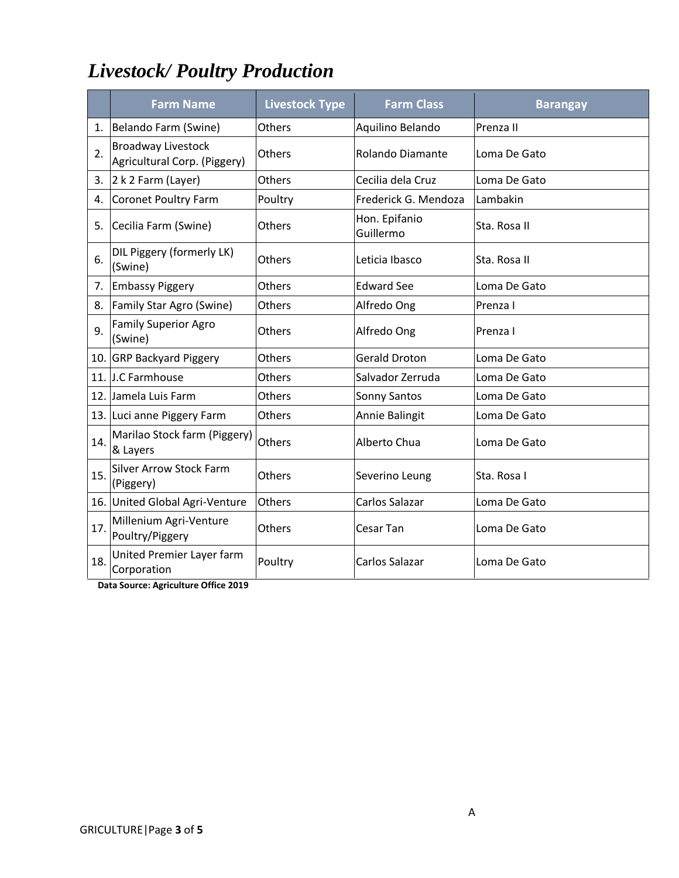## *Livestock/ Poultry Production*

| | Farm Name | Livestock Type | Farm Class | Barangay |
|---|---|---|---|---|
| 1. | Belando Farm (Swine) | Others | Aquilino Belando | Prenza II |
| 2. | Broadway Livestock Agricultural Corp. (Piggery) | Others | Rolando Diamante | Loma De Gato |
| 3. | 2 k 2 Farm (Layer) | Others | Cecilia dela Cruz | Loma De Gato |
| 4. | Coronet Poultry Farm | Poultry | Frederick G. Mendoza | Lambakin |
| 5. | Cecilia Farm (Swine) | Others | Hon. Epifanio Guillermo | Sta. Rosa II |
| 6. | DIL Piggery (formerly LK) (Swine) | Others | Leticia Ibasco | Sta. Rosa II |
| 7. | Embassy Piggery | Others | Edward See | Loma De Gato |
| 8. | Family Star Agro (Swine) | Others | Alfredo Ong | Prenza I |
| 9. | Family Superior Agro (Swine) | Others | Alfredo Ong | Prenza I |
| 10. | GRP Backyard Piggery | Others | Gerald Droton | Loma De Gato |
| 11. | J.C Farmhouse | Others | Salvador Zerruda | Loma De Gato |
| 12. | Jamela Luis Farm | Others | Sonny Santos | Loma De Gato |
| 13. | Luci anne Piggery Farm | Others | Annie Balingit | Loma De Gato |
| 14. | Marilao Stock farm (Piggery) & Layers | Others | Alberto Chua | Loma De Gato |
| 15. | Silver Arrow Stock Farm (Piggery) | Others | Severino Leung | Sta. Rosa I |
| 16. | United Global Agri-Venture | Others | Carlos Salazar | Loma De Gato |
| 17. | Millenium Agri-Venture Poultry/Piggery | Others | Cesar Tan | Loma De Gato |
| 18. | United Premier Layer farm Corporation | Poultry | Carlos Salazar | Loma De Gato |

**Data Source: Agriculture Office 2019**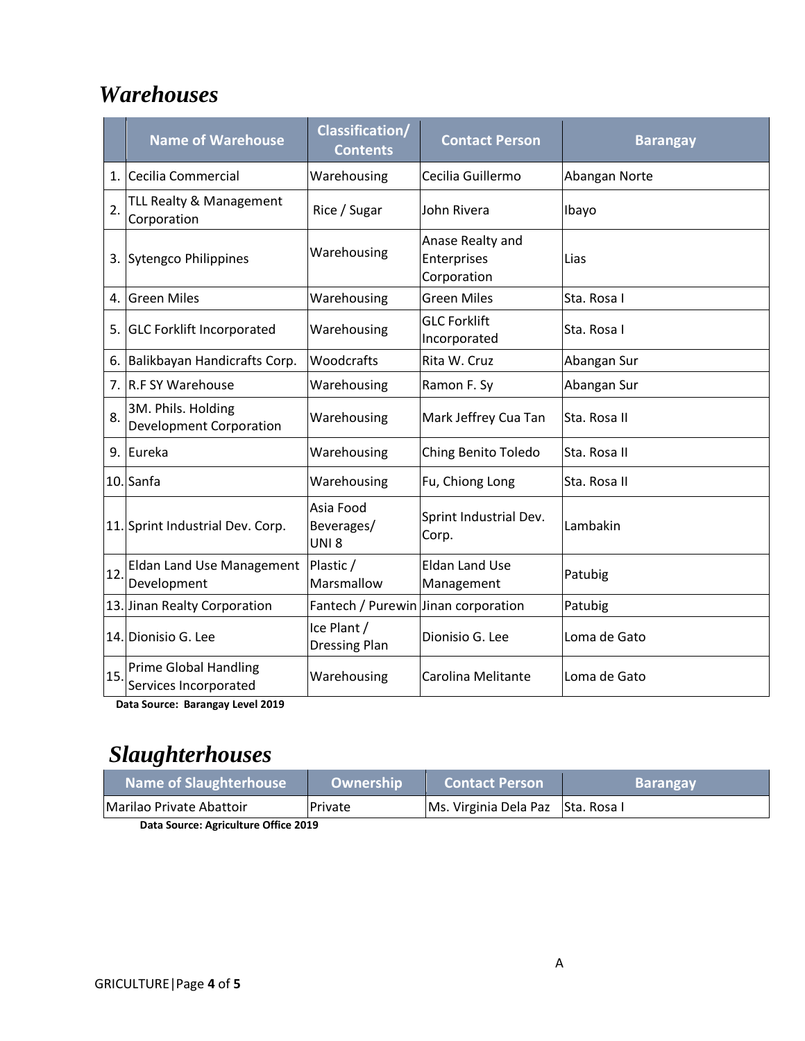## *Warehouses*

| | Name of Warehouse | Classification/ Contents | Contact Person | Barangay |
|---|---|---|---|---|
| 1. | Cecilia Commercial | Warehousing | Cecilia Guillermo | Abangan Norte |
| 2. | TLL Realty & Management Corporation | Rice / Sugar | John Rivera | Ibayo |
| 3. | Sytengco Philippines | Warehousing | Anase Realty and Enterprises Corporation | Lias |
| 4. | Green Miles | Warehousing | Green Miles | Sta. Rosa I |
| 5. | GLC Forklift Incorporated | Warehousing | GLC Forklift Incorporated | Sta. Rosa I |
| 6. | Balikbayan Handicrafts Corp. | Woodcrafts | Rita W. Cruz | Abangan Sur |
| 7. | R.F SY Warehouse | Warehousing | Ramon F. Sy | Abangan Sur |
| 8. | 3M. Phils. Holding Development Corporation | Warehousing | Mark Jeffrey Cua Tan | Sta. Rosa II |
| 9. | Eureka | Warehousing | Ching Benito Toledo | Sta. Rosa II |
| 10. | Sanfa | Warehousing | Fu, Chiong Long | Sta. Rosa II |
| 11. | Sprint Industrial Dev. Corp. | Asia Food Beverages/ UNI 8 | Sprint Industrial Dev. Corp. | Lambakin |
| 12. | Eldan Land Use Management Development | Plastic / Marsmallow | Eldan Land Use Management | Patubig |
| 13. | Jinan Realty Corporation | Fantech / Purewin | Jinan corporation | Patubig |
| 14. | Dionisio G. Lee | Ice Plant / Dressing Plan | Dionisio G. Lee | Loma de Gato |
| 15. | Prime Global Handling Services Incorporated | Warehousing | Carolina Melitante | Loma de Gato |

**Data Source: Barangay Level 2019**

## *Slaughterhouses*

| Name of Slaughterhouse | Ownership | Contact Person | Barangay |
|---|---|---|---|
| Marilao Private Abattoir | Private | Ms. Virginia Dela Paz | Sta. Rosa I |

**Data Source: Agriculture Office 2019**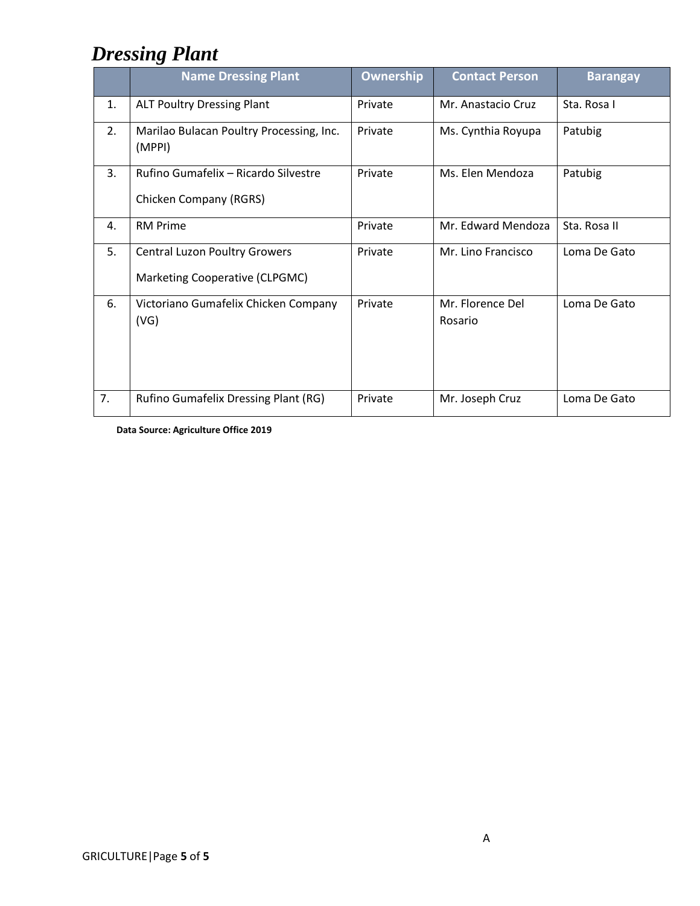# *Dressing Plant*

| | Name Dressing Plant | Ownership | Contact Person | Barangay |
|---|---|---|---|---|
| 1. | ALT Poultry Dressing Plant | Private | Mr. Anastacio Cruz | Sta. Rosa I |
| 2. | Marilao Bulacan Poultry Processing, Inc. (MPPI) | Private | Ms. Cynthia Royupa | Patubig |
| 3. | Rufino Gumafelix – Ricardo Silvestre Chicken Company (RGRS) | Private | Ms. Elen Mendoza | Patubig |
| 4. | RM Prime | Private | Mr. Edward Mendoza | Sta. Rosa II |
| 5. | Central Luzon Poultry Growers Marketing Cooperative (CLPGMC) | Private | Mr. Lino Francisco | Loma De Gato |
| 6. | Victoriano Gumafelix Chicken Company (VG) | Private | Mr. Florence Del Rosario | Loma De Gato |
| 7. | Rufino Gumafelix Dressing Plant (RG) | Private | Mr. Joseph Cruz | Loma De Gato |

**Data Source: Agriculture Office 2019**